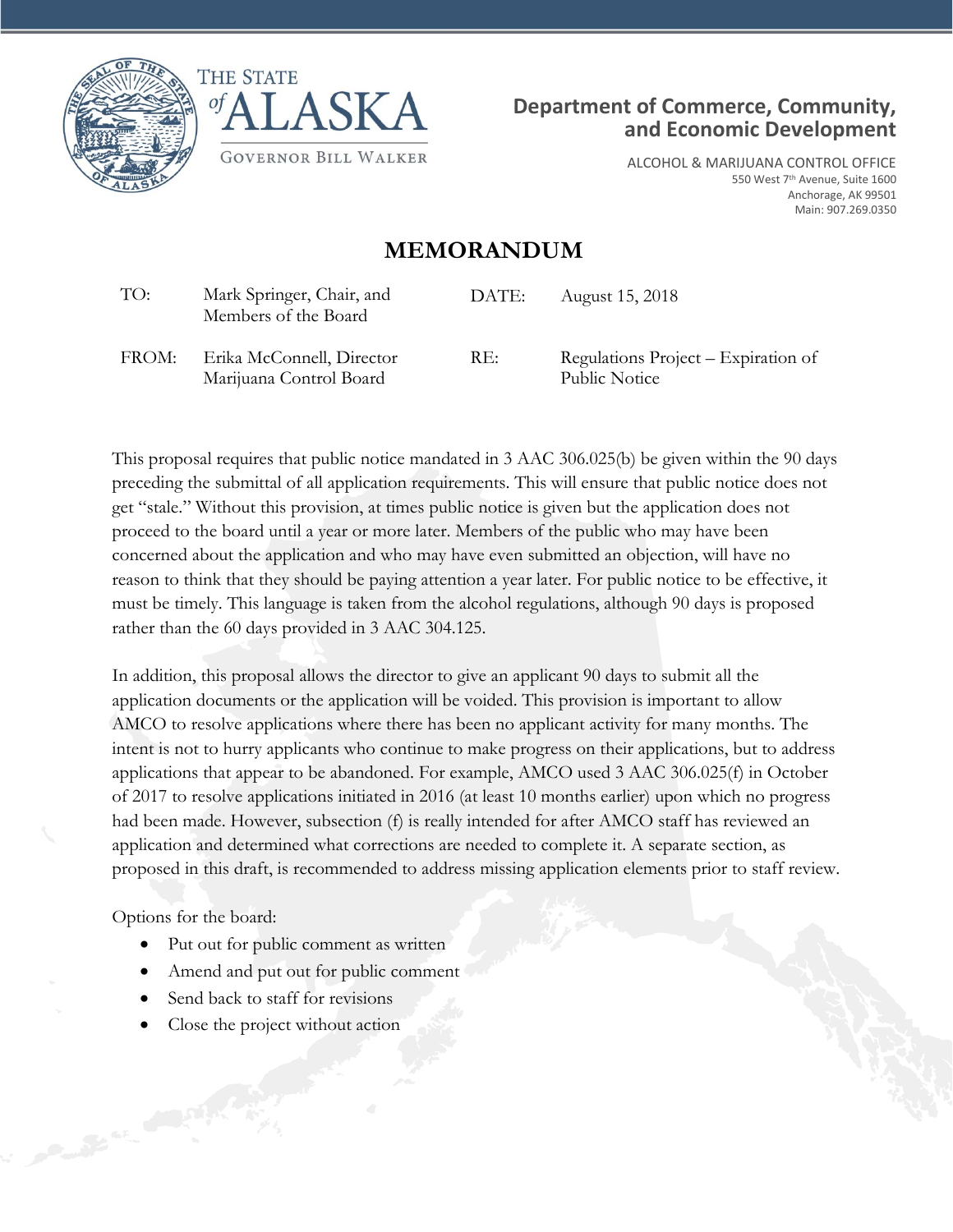THE STATE of ALASKA

GOVERNOR BILL WALKER

**Department of Commerce, Community, and Economic Development**

ALCOHOL & MARIJUANA CONTROL OFFICE
550 West 7th Avenue, Suite 1600
Anchorage, AK 99501
Main: 907.269.0350

# MEMORANDUM

| | | | |
|---|---|---|---|
| TO: | Mark Springer, Chair, and Members of the Board | DATE: | August 15, 2018 |
| FROM: | Erika McConnell, Director Marijuana Control Board | RE: | Regulations Project – Expiration of Public Notice |

This proposal requires that public notice mandated in 3 AAC 306.025(b) be given within the 90 days preceding the submittal of all application requirements. This will ensure that public notice does not get "stale." Without this provision, at times public notice is given but the application does not proceed to the board until a year or more later. Members of the public who may have been concerned about the application and who may have even submitted an objection, will have no reason to think that they should be paying attention a year later. For public notice to be effective, it must be timely. This language is taken from the alcohol regulations, although 90 days is proposed rather than the 60 days provided in 3 AAC 304.125.

In addition, this proposal allows the director to give an applicant 90 days to submit all the application documents or the application will be voided. This provision is important to allow AMCO to resolve applications where there has been no applicant activity for many months. The intent is not to hurry applicants who continue to make progress on their applications, but to address applications that appear to be abandoned. For example, AMCO used 3 AAC 306.025(f) in October of 2017 to resolve applications initiated in 2016 (at least 10 months earlier) upon which no progress had been made. However, subsection (f) is really intended for after AMCO staff has reviewed an application and determined what corrections are needed to complete it. A separate section, as proposed in this draft, is recommended to address missing application elements prior to staff review.

Options for the board:

- Put out for public comment as written
- Amend and put out for public comment
- Send back to staff for revisions
- Close the project without action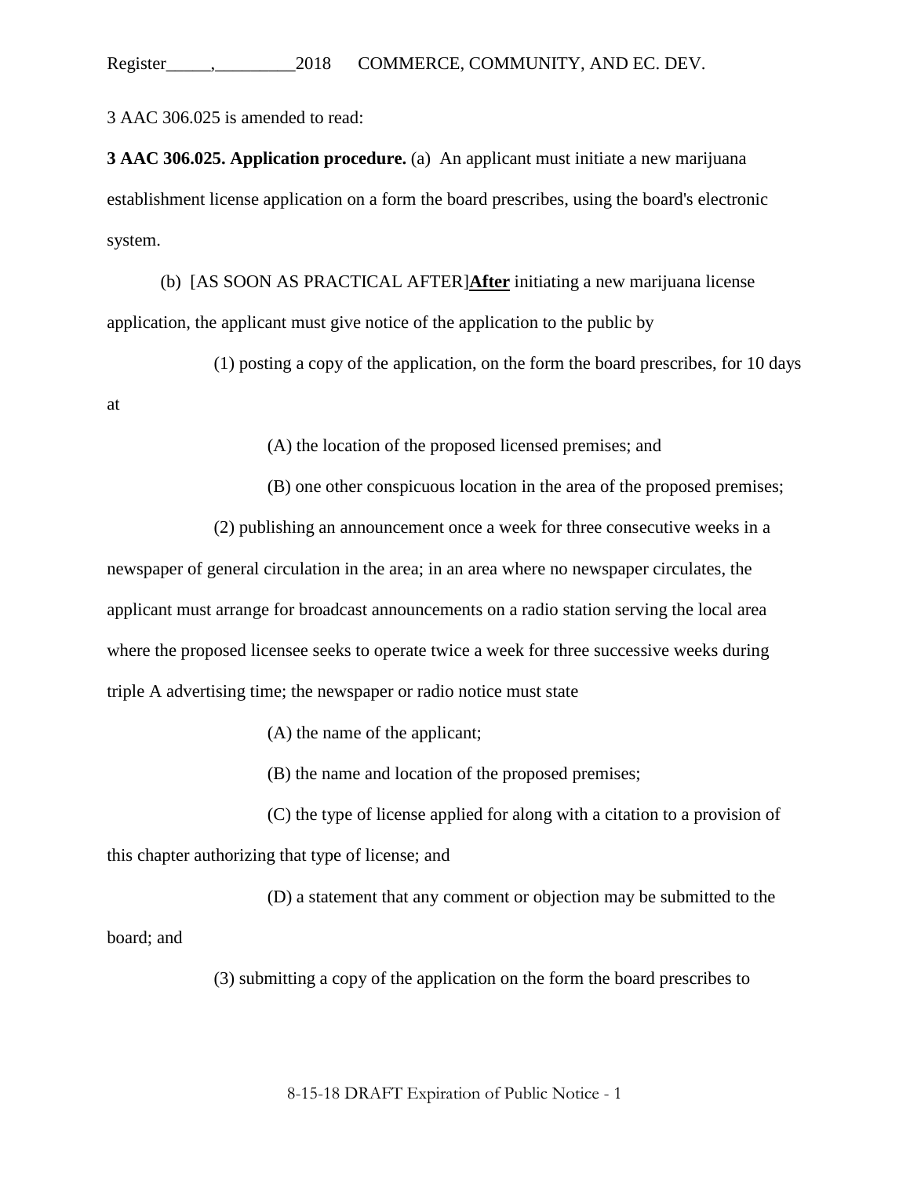3 AAC 306.025 is amended to read:

**3 AAC 306.025. Application procedure.** (a) An applicant must initiate a new marijuana establishment license application on a form the board prescribes, using the board's electronic system.

(b) [AS SOON AS PRACTICAL AFTER]**<u>After</u>** initiating a new marijuana license application, the applicant must give notice of the application to the public by

(1) posting a copy of the application, on the form the board prescribes, for 10 days at

(A) the location of the proposed licensed premises; and

(B) one other conspicuous location in the area of the proposed premises;

(2) publishing an announcement once a week for three consecutive weeks in a newspaper of general circulation in the area; in an area where no newspaper circulates, the applicant must arrange for broadcast announcements on a radio station serving the local area where the proposed licensee seeks to operate twice a week for three successive weeks during triple A advertising time; the newspaper or radio notice must state

(A) the name of the applicant;

(B) the name and location of the proposed premises;

(C) the type of license applied for along with a citation to a provision of this chapter authorizing that type of license; and

(D) a statement that any comment or objection may be submitted to the board; and

(3) submitting a copy of the application on the form the board prescribes to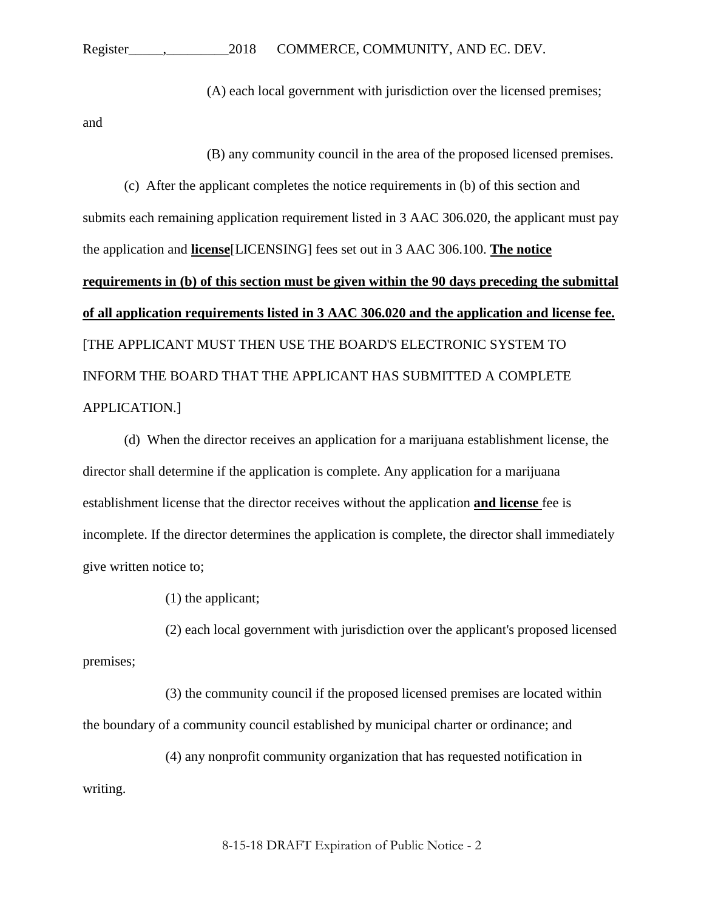(A) each local government with jurisdiction over the licensed premises; and

(B) any community council in the area of the proposed licensed premises.

(c) After the applicant completes the notice requirements in (b) of this section and submits each remaining application requirement listed in 3 AAC 306.020, the applicant must pay the application and **license**[LICENSING] fees set out in 3 AAC 306.100. **The notice requirements in (b) of this section must be given within the 90 days preceding the submittal of all application requirements listed in 3 AAC 306.020 and the application and license fee.** [THE APPLICANT MUST THEN USE THE BOARD'S ELECTRONIC SYSTEM TO INFORM THE BOARD THAT THE APPLICANT HAS SUBMITTED A COMPLETE APPLICATION.]

(d) When the director receives an application for a marijuana establishment license, the director shall determine if the application is complete. Any application for a marijuana establishment license that the director receives without the application **and license** fee is incomplete. If the director determines the application is complete, the director shall immediately give written notice to;

(1) the applicant;

(2) each local government with jurisdiction over the applicant's proposed licensed premises;

(3) the community council if the proposed licensed premises are located within the boundary of a community council established by municipal charter or ordinance; and

(4) any nonprofit community organization that has requested notification in writing.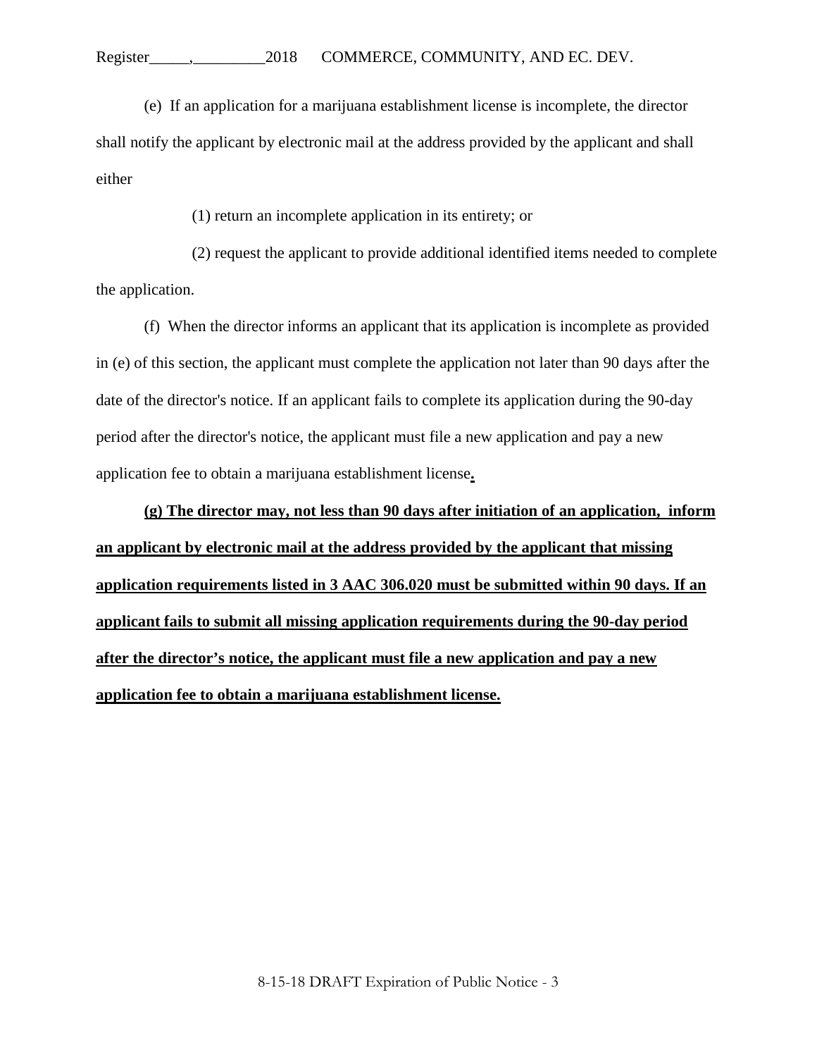(e) If an application for a marijuana establishment license is incomplete, the director shall notify the applicant by electronic mail at the address provided by the applicant and shall either

(1) return an incomplete application in its entirety; or

(2) request the applicant to provide additional identified items needed to complete the application.

(f) When the director informs an applicant that its application is incomplete as provided in (e) of this section, the applicant must complete the application not later than 90 days after the date of the director's notice. If an applicant fails to complete its application during the 90-day period after the director's notice, the applicant must file a new application and pay a new application fee to obtain a marijuana establishment license**.**

**(g) The director may, not less than 90 days after initiation of an application, inform an applicant by electronic mail at the address provided by the applicant that missing application requirements listed in 3 AAC 306.020 must be submitted within 90 days. If an applicant fails to submit all missing application requirements during the 90-day period after the director's notice, the applicant must file a new application and pay a new application fee to obtain a marijuana establishment license.**